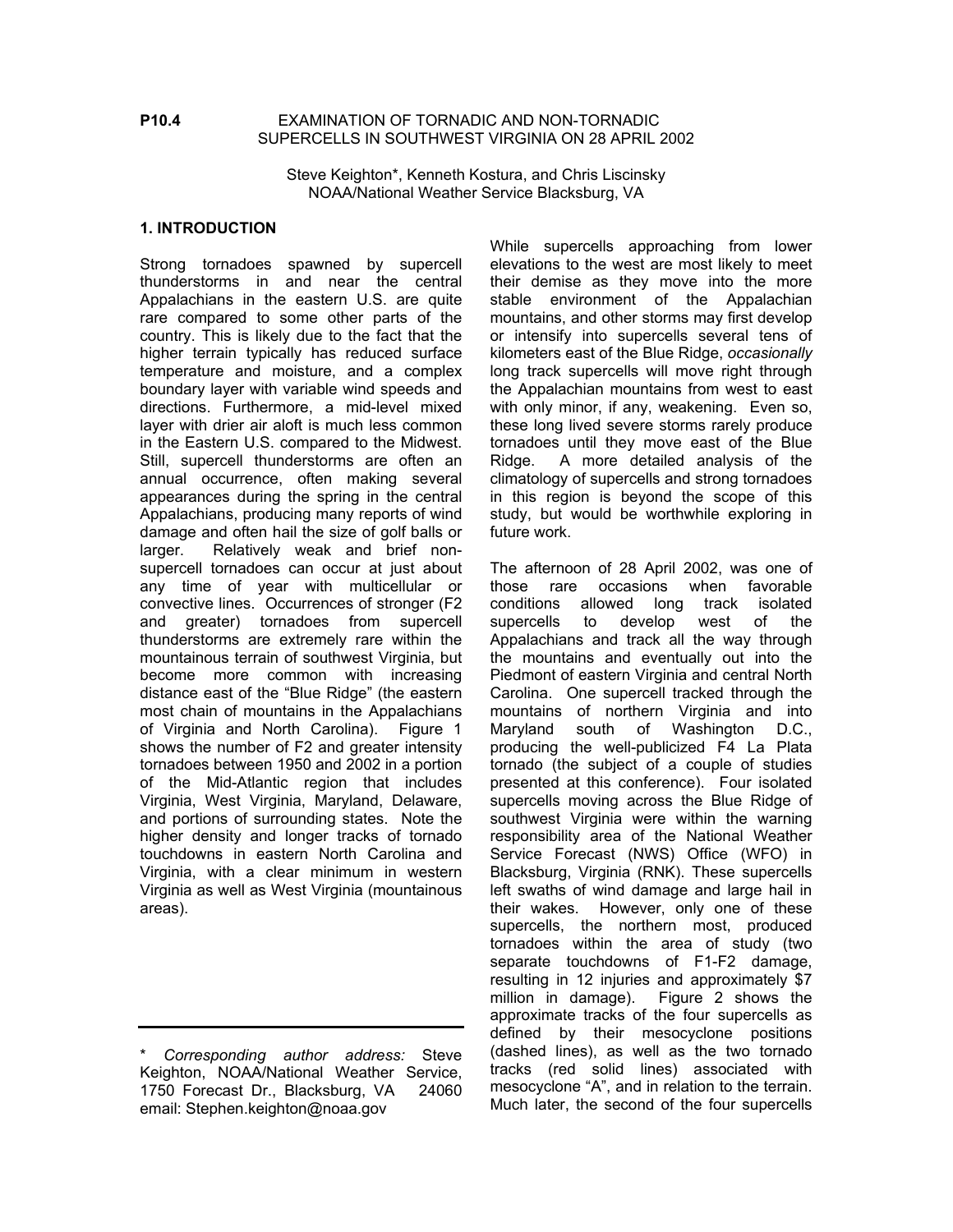**P10.4** EXAMINATION OF TORNADIC AND NON-TORNADIC SUPERCELLS IN SOUTHWEST VIRGINIA ON 28 APRIL 2002

Steve Keighton*, Kenneth Kostura, and Chris Liscinsky
NOAA/National Weather Service Blacksburg, VA

## 1. INTRODUCTION

Strong tornadoes spawned by supercell thunderstorms in and near the central Appalachians in the eastern U.S. are quite rare compared to some other parts of the country. This is likely due to the fact that the higher terrain typically has reduced surface temperature and moisture, and a complex boundary layer with variable wind speeds and directions. Furthermore, a mid-level mixed layer with drier air aloft is much less common in the Eastern U.S. compared to the Midwest. Still, supercell thunderstorms are often an annual occurrence, often making several appearances during the spring in the central Appalachians, producing many reports of wind damage and often hail the size of golf balls or larger. Relatively weak and brief non-supercell tornadoes can occur at just about any time of year with multicellular or convective lines. Occurrences of stronger (F2 and greater) tornadoes from supercell thunderstorms are extremely rare within the mountainous terrain of southwest Virginia, but become more common with increasing distance east of the "Blue Ridge" (the eastern most chain of mountains in the Appalachians of Virginia and North Carolina). Figure 1 shows the number of F2 and greater intensity tornadoes between 1950 and 2002 in a portion of the Mid-Atlantic region that includes Virginia, West Virginia, Maryland, Delaware, and portions of surrounding states. Note the higher density and longer tracks of tornado touchdowns in eastern North Carolina and Virginia, with a clear minimum in western Virginia as well as West Virginia (mountainous areas).

While supercells approaching from lower elevations to the west are most likely to meet their demise as they move into the more stable environment of the Appalachian mountains, and other storms may first develop or intensify into supercells several tens of kilometers east of the Blue Ridge, *occasionally* long track supercells will move right through the Appalachian mountains from west to east with only minor, if any, weakening. Even so, these long lived severe storms rarely produce tornadoes until they move east of the Blue Ridge. A more detailed analysis of the climatology of supercells and strong tornadoes in this region is beyond the scope of this study, but would be worthwhile exploring in future work.

The afternoon of 28 April 2002, was one of those rare occasions when favorable conditions allowed long track isolated supercells to develop west of the Appalachians and track all the way through the mountains and eventually out into the Piedmont of eastern Virginia and central North Carolina. One supercell tracked through the mountains of northern Virginia and into Maryland south of Washington D.C., producing the well-publicized F4 La Plata tornado (the subject of a couple of studies presented at this conference). Four isolated supercells moving across the Blue Ridge of southwest Virginia were within the warning responsibility area of the National Weather Service Forecast (NWS) Office (WFO) in Blacksburg, Virginia (RNK). These supercells left swaths of wind damage and large hail in their wakes. However, only one of these supercells, the northern most, produced tornadoes within the area of study (two separate touchdowns of F1-F2 damage, resulting in 12 injuries and approximately $7 million in damage). Figure 2 shows the approximate tracks of the four supercells as defined by their mesocyclone positions (dashed lines), as well as the two tornado tracks (red solid lines) associated with mesocyclone "A", and in relation to the terrain. Much later, the second of the four supercells

---

\* *Corresponding author address:* Steve Keighton, NOAA/National Weather Service, 1750 Forecast Dr., Blacksburg, VA 24060
email: Stephen.keighton@noaa.gov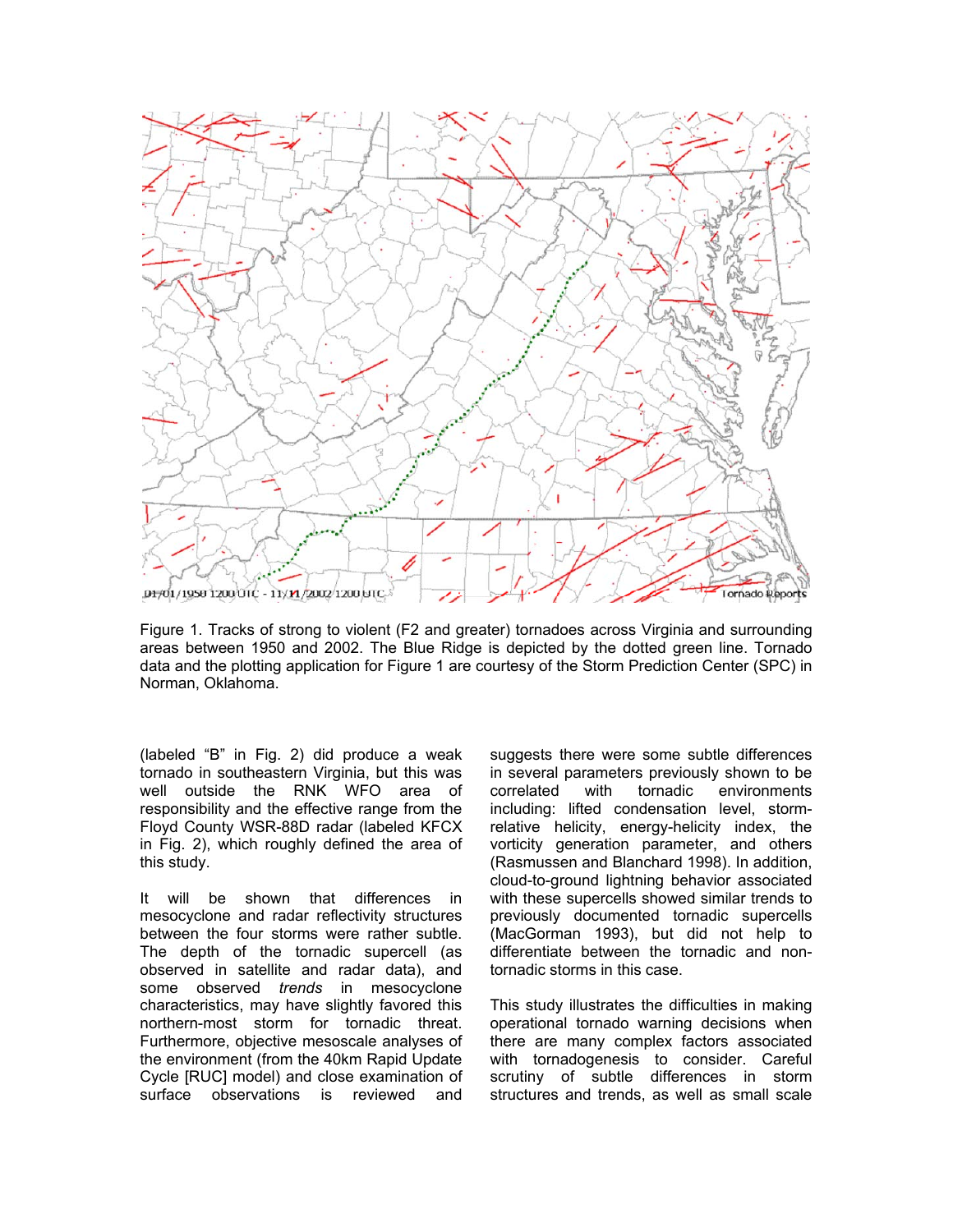Figure 1. Tracks of strong to violent (F2 and greater) tornadoes across Virginia and surrounding areas between 1950 and 2002. The Blue Ridge is depicted by the dotted green line. Tornado data and the plotting application for Figure 1 are courtesy of the Storm Prediction Center (SPC) in Norman, Oklahoma.

(labeled "B" in Fig. 2) did produce a weak tornado in southeastern Virginia, but this was well outside the RNK WFO area of responsibility and the effective range from the Floyd County WSR-88D radar (labeled KFCX in Fig. 2), which roughly defined the area of this study.

It will be shown that differences in mesocyclone and radar reflectivity structures between the four storms were rather subtle. The depth of the tornadic supercell (as observed in satellite and radar data), and some observed *trends* in mesocyclone characteristics, may have slightly favored this northern-most storm for tornadic threat. Furthermore, objective mesoscale analyses of the environment (from the 40km Rapid Update Cycle [RUC] model) and close examination of surface observations is reviewed and suggests there were some subtle differences in several parameters previously shown to be correlated with tornadic environments including: lifted condensation level, storm-relative helicity, energy-helicity index, the vorticity generation parameter, and others (Rasmussen and Blanchard 1998). In addition, cloud-to-ground lightning behavior associated with these supercells showed similar trends to previously documented tornadic supercells (MacGorman 1993), but did not help to differentiate between the tornadic and non-tornadic storms in this case.

This study illustrates the difficulties in making operational tornado warning decisions when there are many complex factors associated with tornadogenesis to consider. Careful scrutiny of subtle differences in storm structures and trends, as well as small scale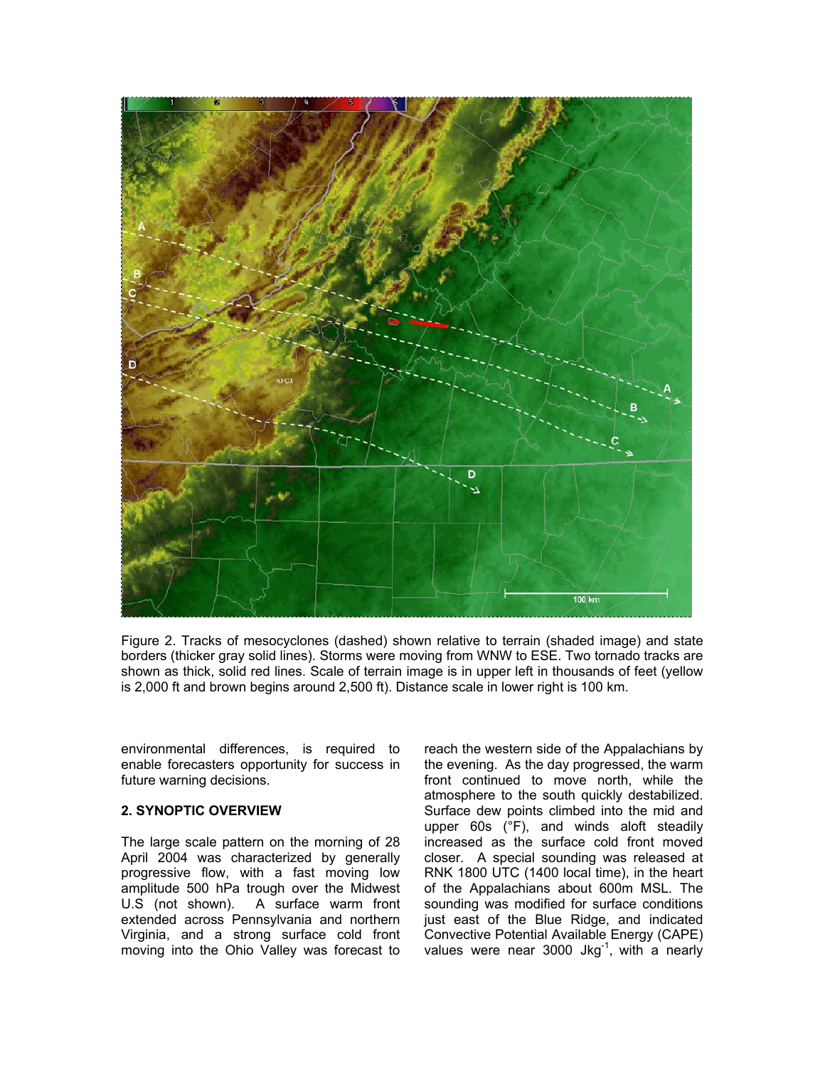Figure 2. Tracks of mesocyclones (dashed) shown relative to terrain (shaded image) and state borders (thicker gray solid lines). Storms were moving from WNW to ESE. Two tornado tracks are shown as thick, solid red lines. Scale of terrain image is in upper left in thousands of feet (yellow is 2,000 ft and brown begins around 2,500 ft). Distance scale in lower right is 100 km.

environmental differences, is required to enable forecasters opportunity for success in future warning decisions.

## 2. SYNOPTIC OVERVIEW

The large scale pattern on the morning of 28 April 2004 was characterized by generally progressive flow, with a fast moving low amplitude 500 hPa trough over the Midwest U.S (not shown). A surface warm front extended across Pennsylvania and northern Virginia, and a strong surface cold front moving into the Ohio Valley was forecast to reach the western side of the Appalachians by the evening. As the day progressed, the warm front continued to move north, while the atmosphere to the south quickly destabilized. Surface dew points climbed into the mid and upper 60s (°F), and winds aloft steadily increased as the surface cold front moved closer. A special sounding was released at RNK 1800 UTC (1400 local time), in the heart of the Appalachians about 600m MSL. The sounding was modified for surface conditions just east of the Blue Ridge, and indicated Convective Potential Available Energy (CAPE) values were near 3000 $\mathrm{Jkg^{-1}}$, with a nearly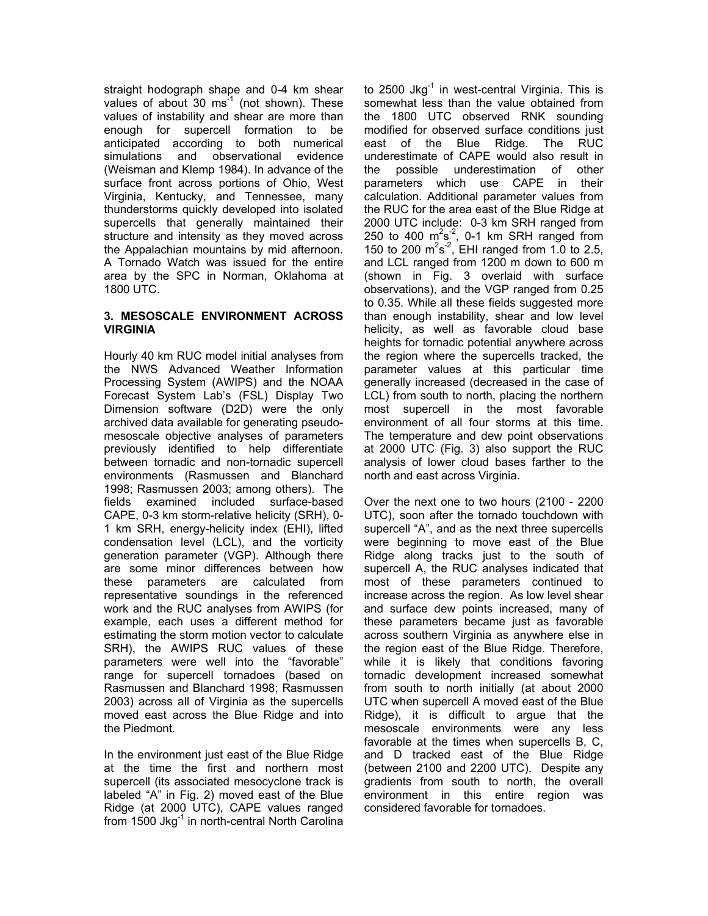straight hodograph shape and 0-4 km shear values of about 30 $ms^{-1}$ (not shown). These values of instability and shear are more than enough for supercell formation to be anticipated according to both numerical simulations and observational evidence (Weisman and Klemp 1984). In advance of the surface front across portions of Ohio, West Virginia, Kentucky, and Tennessee, many thunderstorms quickly developed into isolated supercells that generally maintained their structure and intensity as they moved across the Appalachian mountains by mid afternoon. A Tornado Watch was issued for the entire area by the SPC in Norman, Oklahoma at 1800 UTC.

## 3. MESOSCALE ENVIRONMENT ACROSS VIRGINIA

Hourly 40 km RUC model initial analyses from the NWS Advanced Weather Information Processing System (AWIPS) and the NOAA Forecast System Lab's (FSL) Display Two Dimension software (D2D) were the only archived data available for generating pseudo-mesoscale objective analyses of parameters previously identified to help differentiate between tornadic and non-tornadic supercell environments (Rasmussen and Blanchard 1998; Rasmussen 2003; among others). The fields examined included surface-based CAPE, 0-3 km storm-relative helicity (SRH), 0-1 km SRH, energy-helicity index (EHI), lifted condensation level (LCL), and the vorticity generation parameter (VGP). Although there are some minor differences between how these parameters are calculated from representative soundings in the referenced work and the RUC analyses from AWIPS (for example, each uses a different method for estimating the storm motion vector to calculate SRH), the AWIPS RUC values of these parameters were well into the "favorable" range for supercell tornadoes (based on Rasmussen and Blanchard 1998; Rasmussen 2003) across all of Virginia as the supercells moved east across the Blue Ridge and into the Piedmont.

In the environment just east of the Blue Ridge at the time the first and northern most supercell (its associated mesocyclone track is labeled "A" in Fig. 2) moved east of the Blue Ridge (at 2000 UTC), CAPE values ranged from 1500 $Jkg^{-1}$ in north-central North Carolina to 2500 $Jkg^{-1}$ in west-central Virginia. This is somewhat less than the value obtained from the 1800 UTC observed RNK sounding modified for observed surface conditions just east of the Blue Ridge. The RUC underestimate of CAPE would also result in the possible underestimation of other parameters which use CAPE in their calculation. Additional parameter values from the RUC for the area east of the Blue Ridge at 2000 UTC include: 0-3 km SRH ranged from 250 to 400 $m^2s^{-2}$, 0-1 km SRH ranged from 150 to 200 $m^2s^{-2}$, EHI ranged from 1.0 to 2.5, and LCL ranged from 1200 m down to 600 m (shown in Fig. 3 overlaid with surface observations), and the VGP ranged from 0.25 to 0.35. While all these fields suggested more than enough instability, shear and low level helicity, as well as favorable cloud base heights for tornadic potential anywhere across the region where the supercells tracked, the parameter values at this particular time generally increased (decreased in the case of LCL) from south to north, placing the northern most supercell in the most favorable environment of all four storms at this time. The temperature and dew point observations at 2000 UTC (Fig. 3) also support the RUC analysis of lower cloud bases farther to the north and east across Virginia.

Over the next one to two hours (2100 - 2200 UTC), soon after the tornado touchdown with supercell "A", and as the next three supercells were beginning to move east of the Blue Ridge along tracks just to the south of supercell A, the RUC analyses indicated that most of these parameters continued to increase across the region. As low level shear and surface dew points increased, many of these parameters became just as favorable across southern Virginia as anywhere else in the region east of the Blue Ridge. Therefore, while it is likely that conditions favoring tornadic development increased somewhat from south to north initially (at about 2000 UTC when supercell A moved east of the Blue Ridge), it is difficult to argue that the mesoscale environments were any less favorable at the times when supercells B, C, and D tracked east of the Blue Ridge (between 2100 and 2200 UTC). Despite any gradients from south to north, the overall environment in this entire region was considered favorable for tornadoes.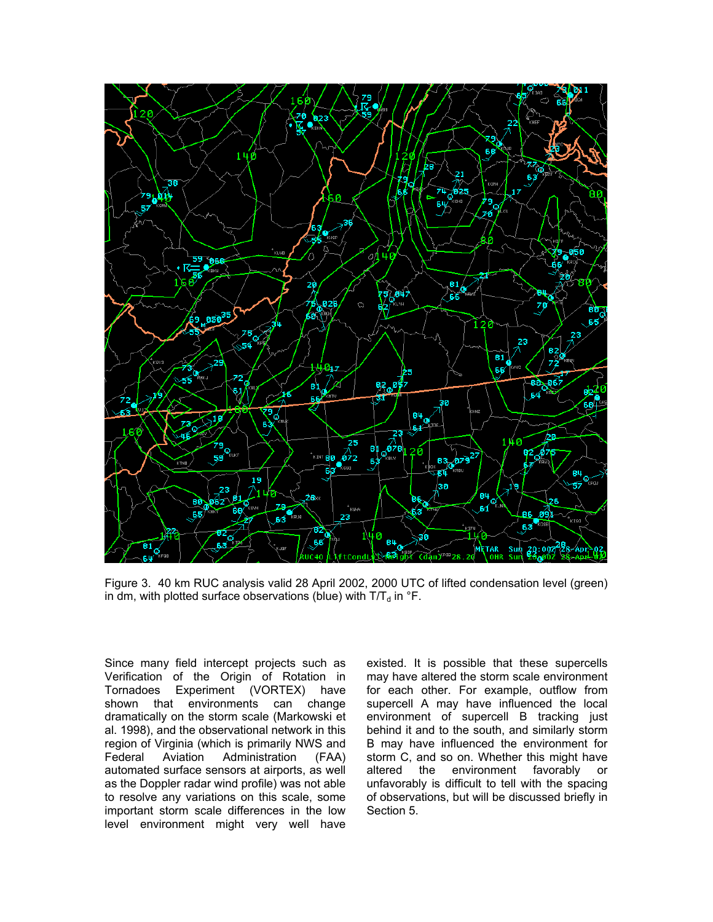Figure 3. 40 km RUC analysis valid 28 April 2002, 2000 UTC of lifted condensation level (green) in dm, with plotted surface observations (blue) with $T/T_d$ in °F.

Since many field intercept projects such as Verification of the Origin of Rotation in Tornadoes Experiment (VORTEX) have shown that environments can change dramatically on the storm scale (Markowski et al. 1998), and the observational network in this region of Virginia (which is primarily NWS and Federal Aviation Administration (FAA) automated surface sensors at airports, as well as the Doppler radar wind profile) was not able to resolve any variations on this scale, some important storm scale differences in the low level environment might very well have existed. It is possible that these supercells may have altered the storm scale environment for each other. For example, outflow from supercell A may have influenced the local environment of supercell B tracking just behind it and to the south, and similarly storm B may have influenced the environment for storm C, and so on. Whether this might have altered the environment favorably or unfavorably is difficult to tell with the spacing of observations, but will be discussed briefly in Section 5.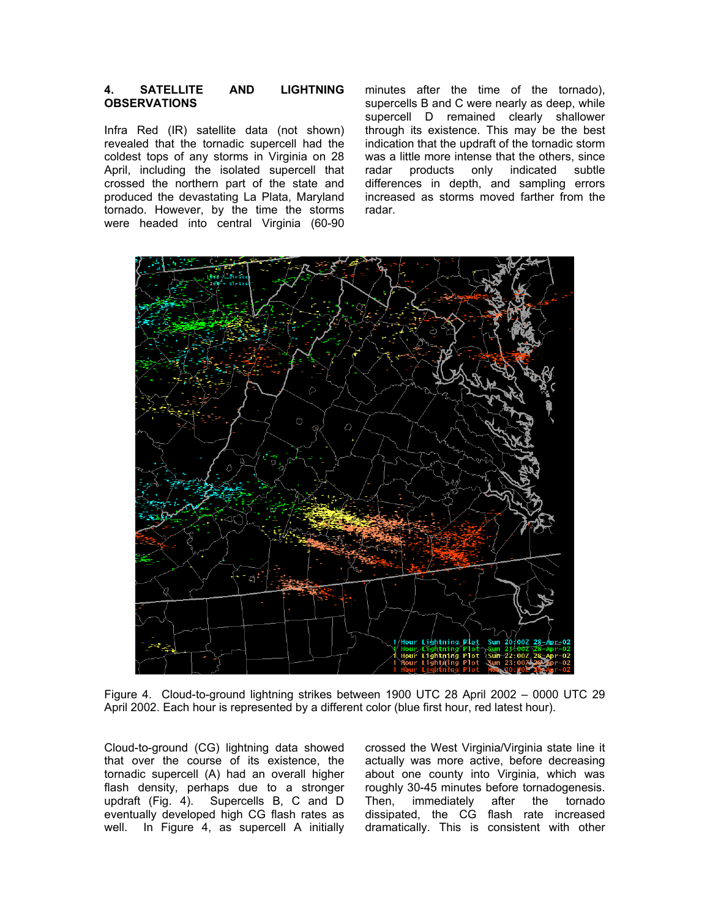## 4. SATELLITE AND LIGHTNING OBSERVATIONS

Infra Red (IR) satellite data (not shown) revealed that the tornadic supercell had the coldest tops of any storms in Virginia on 28 April, including the isolated supercell that crossed the northern part of the state and produced the devastating La Plata, Maryland tornado. However, by the time the storms were headed into central Virginia (60-90 minutes after the time of the tornado), supercells B and C were nearly as deep, while supercell D remained clearly shallower through its existence. This may be the best indication that the updraft of the tornadic storm was a little more intense that the others, since radar products only indicated subtle differences in depth, and sampling errors increased as storms moved farther from the radar.

Figure 4. Cloud-to-ground lightning strikes between 1900 UTC 28 April 2002 – 0000 UTC 29 April 2002. Each hour is represented by a different color (blue first hour, red latest hour).

Cloud-to-ground (CG) lightning data showed that over the course of its existence, the tornadic supercell (A) had an overall higher flash density, perhaps due to a stronger updraft (Fig. 4). Supercells B, C and D eventually developed high CG flash rates as well. In Figure 4, as supercell A initially crossed the West Virginia/Virginia state line it actually was more active, before decreasing about one county into Virginia, which was roughly 30-45 minutes before tornadogenesis. Then, immediately after the tornado dissipated, the CG flash rate increased dramatically. This is consistent with other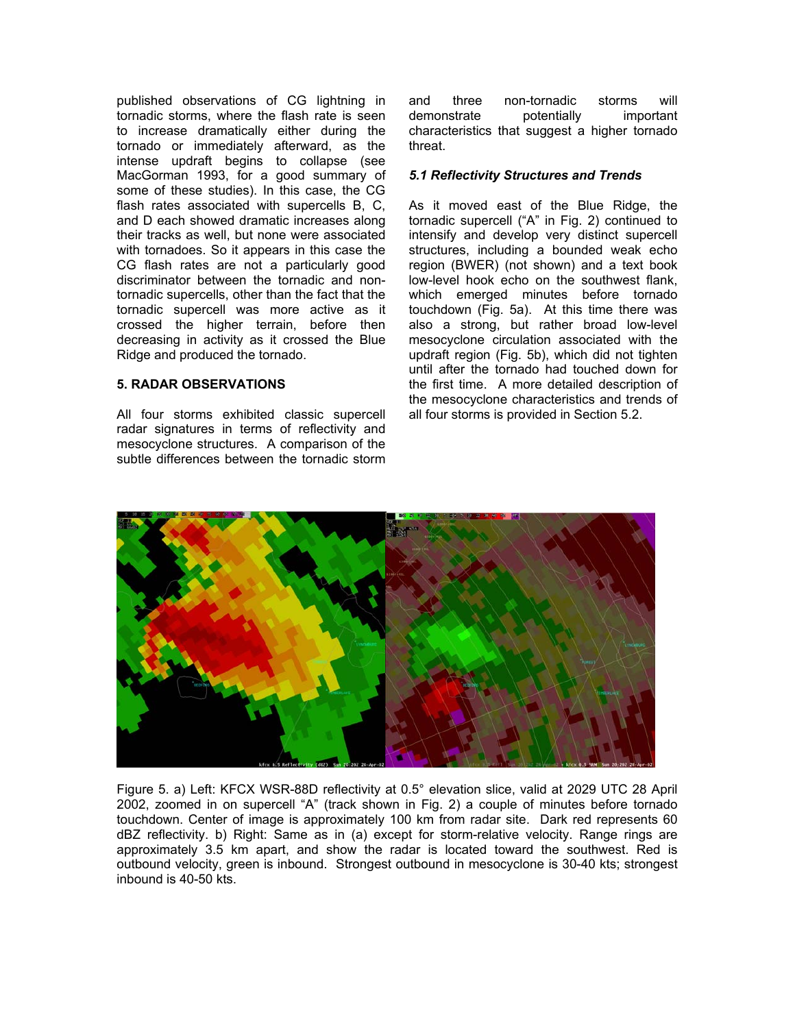published observations of CG lightning in tornadic storms, where the flash rate is seen to increase dramatically either during the tornado or immediately afterward, as the intense updraft begins to collapse (see MacGorman 1993, for a good summary of some of these studies). In this case, the CG flash rates associated with supercells B, C, and D each showed dramatic increases along their tracks as well, but none were associated with tornadoes. So it appears in this case the CG flash rates are not a particularly good discriminator between the tornadic and non-tornadic supercells, other than the fact that the tornadic supercell was more active as it crossed the higher terrain, before then decreasing in activity as it crossed the Blue Ridge and produced the tornado.

## 5. RADAR OBSERVATIONS

All four storms exhibited classic supercell radar signatures in terms of reflectivity and mesocyclone structures. A comparison of the subtle differences between the tornadic storm and three non-tornadic storms will demonstrate potentially important characteristics that suggest a higher tornado threat.

### *5.1 Reflectivity Structures and Trends*

As it moved east of the Blue Ridge, the tornadic supercell ("A" in Fig. 2) continued to intensify and develop very distinct supercell structures, including a bounded weak echo region (BWER) (not shown) and a text book low-level hook echo on the southwest flank, which emerged minutes before tornado touchdown (Fig. 5a). At this time there was also a strong, but rather broad low-level mesocyclone circulation associated with the updraft region (Fig. 5b), which did not tighten until after the tornado had touched down for the first time. A more detailed description of the mesocyclone characteristics and trends of all four storms is provided in Section 5.2.

Figure 5. a) Left: KFCX WSR-88D reflectivity at 0.5° elevation slice, valid at 2029 UTC 28 April 2002, zoomed in on supercell "A" (track shown in Fig. 2) a couple of minutes before tornado touchdown. Center of image is approximately 100 km from radar site. Dark red represents 60 dBZ reflectivity. b) Right: Same as in (a) except for storm-relative velocity. Range rings are approximately 3.5 km apart, and show the radar is located toward the southwest. Red is outbound velocity, green is inbound. Strongest outbound in mesocyclone is 30-40 kts; strongest inbound is 40-50 kts.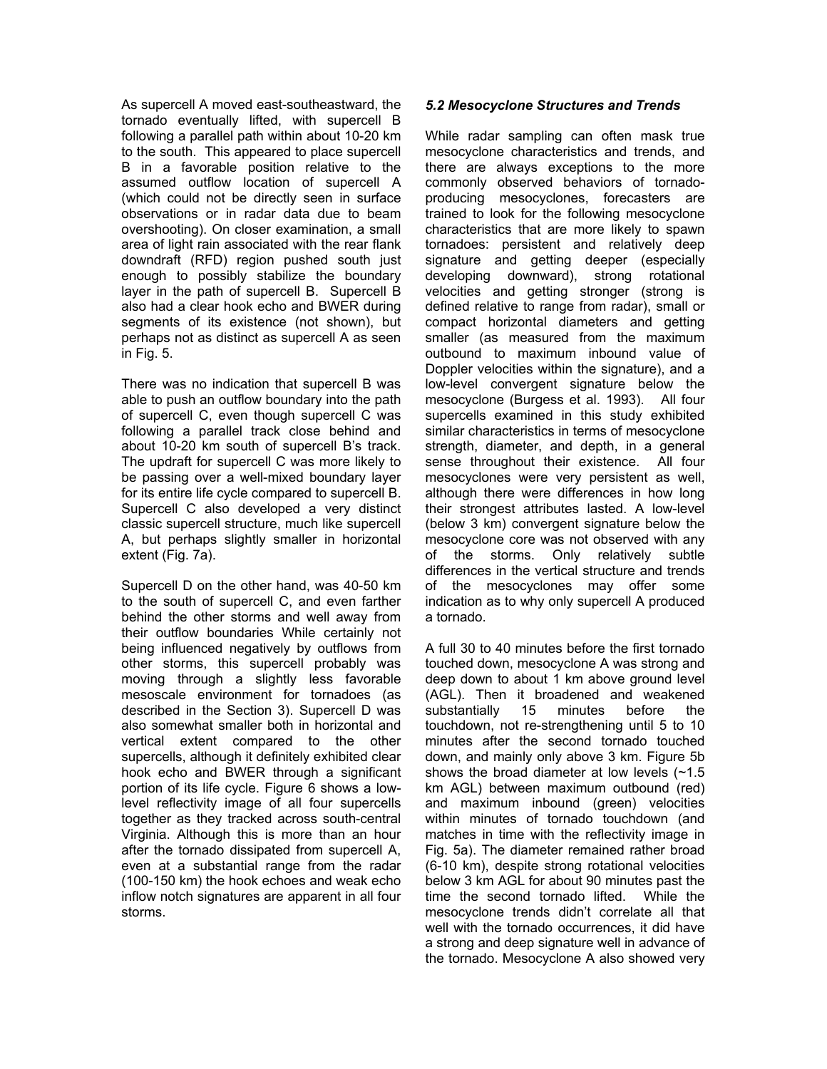As supercell A moved east-southeastward, the tornado eventually lifted, with supercell B following a parallel path within about 10-20 km to the south. This appeared to place supercell B in a favorable position relative to the assumed outflow location of supercell A (which could not be directly seen in surface observations or in radar data due to beam overshooting). On closer examination, a small area of light rain associated with the rear flank downdraft (RFD) region pushed south just enough to possibly stabilize the boundary layer in the path of supercell B. Supercell B also had a clear hook echo and BWER during segments of its existence (not shown), but perhaps not as distinct as supercell A as seen in Fig. 5.

There was no indication that supercell B was able to push an outflow boundary into the path of supercell C, even though supercell C was following a parallel track close behind and about 10-20 km south of supercell B's track. The updraft for supercell C was more likely to be passing over a well-mixed boundary layer for its entire life cycle compared to supercell B. Supercell C also developed a very distinct classic supercell structure, much like supercell A, but perhaps slightly smaller in horizontal extent (Fig. 7a).

Supercell D on the other hand, was 40-50 km to the south of supercell C, and even farther behind the other storms and well away from their outflow boundaries While certainly not being influenced negatively by outflows from other storms, this supercell probably was moving through a slightly less favorable mesoscale environment for tornadoes (as described in the Section 3). Supercell D was also somewhat smaller both in horizontal and vertical extent compared to the other supercells, although it definitely exhibited clear hook echo and BWER through a significant portion of its life cycle. Figure 6 shows a low-level reflectivity image of all four supercells together as they tracked across south-central Virginia. Although this is more than an hour after the tornado dissipated from supercell A, even at a substantial range from the radar (100-150 km) the hook echoes and weak echo inflow notch signatures are apparent in all four storms.

### *5.2 Mesocyclone Structures and Trends*

While radar sampling can often mask true mesocyclone characteristics and trends, and there are always exceptions to the more commonly observed behaviors of tornado-producing mesocyclones, forecasters are trained to look for the following mesocyclone characteristics that are more likely to spawn tornadoes: persistent and relatively deep signature and getting deeper (especially developing downward), strong rotational velocities and getting stronger (strong is defined relative to range from radar), small or compact horizontal diameters and getting smaller (as measured from the maximum outbound to maximum inbound value of Doppler velocities within the signature), and a low-level convergent signature below the mesocyclone (Burgess et al. 1993). All four supercells examined in this study exhibited similar characteristics in terms of mesocyclone strength, diameter, and depth, in a general sense throughout their existence. All four mesocyclones were very persistent as well, although there were differences in how long their strongest attributes lasted. A low-level (below 3 km) convergent signature below the mesocyclone core was not observed with any of the storms. Only relatively subtle differences in the vertical structure and trends of the mesocyclones may offer some indication as to why only supercell A produced a tornado.

A full 30 to 40 minutes before the first tornado touched down, mesocyclone A was strong and deep down to about 1 km above ground level (AGL). Then it broadened and weakened substantially 15 minutes before the touchdown, not re-strengthening until 5 to 10 minutes after the second tornado touched down, and mainly only above 3 km. Figure 5b shows the broad diameter at low levels (~1.5 km AGL) between maximum outbound (red) and maximum inbound (green) velocities within minutes of tornado touchdown (and matches in time with the reflectivity image in Fig. 5a). The diameter remained rather broad (6-10 km), despite strong rotational velocities below 3 km AGL for about 90 minutes past the time the second tornado lifted. While the mesocyclone trends didn't correlate all that well with the tornado occurrences, it did have a strong and deep signature well in advance of the tornado. Mesocyclone A also showed very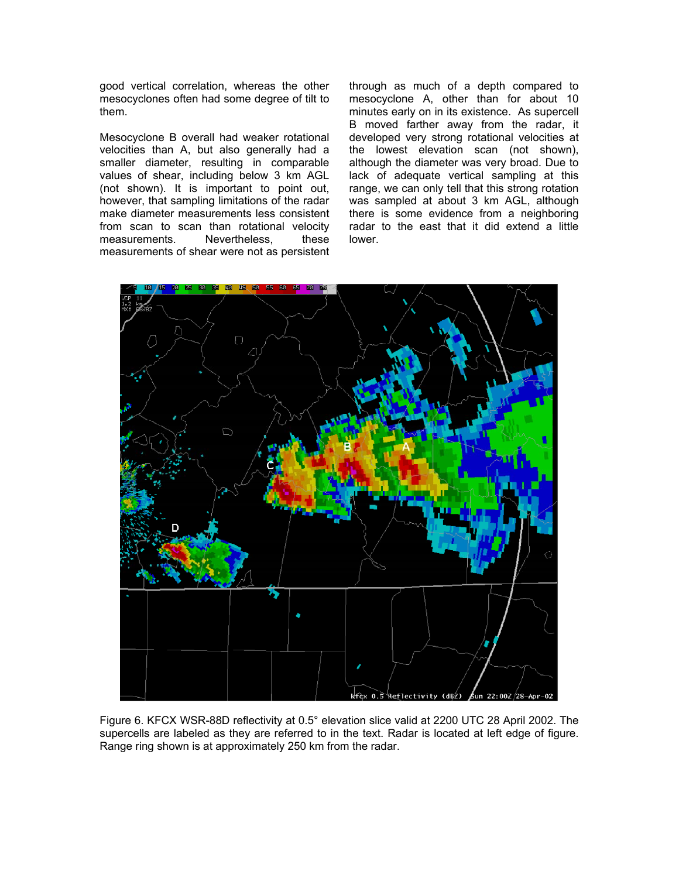good vertical correlation, whereas the other mesocyclones often had some degree of tilt to them.

Mesocyclone B overall had weaker rotational velocities than A, but also generally had a smaller diameter, resulting in comparable values of shear, including below 3 km AGL (not shown). It is important to point out, however, that sampling limitations of the radar make diameter measurements less consistent from scan to scan than rotational velocity measurements. Nevertheless, these measurements of shear were not as persistent through as much of a depth compared to mesocyclone A, other than for about 10 minutes early on in its existence. As supercell B moved farther away from the radar, it developed very strong rotational velocities at the lowest elevation scan (not shown), although the diameter was very broad. Due to lack of adequate vertical sampling at this range, we can only tell that this strong rotation was sampled at about 3 km AGL, although there is some evidence from a neighboring radar to the east that it did extend a little lower.

Figure 6. KFCX WSR-88D reflectivity at 0.5° elevation slice valid at 2200 UTC 28 April 2002. The supercells are labeled as they are referred to in the text. Radar is located at left edge of figure. Range ring shown is at approximately 250 km from the radar.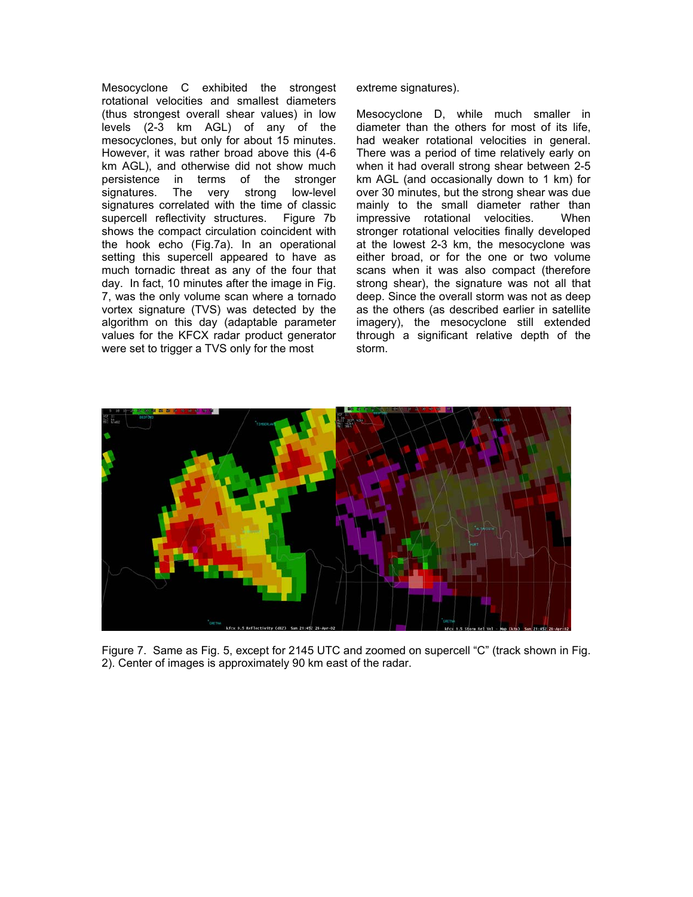Mesocyclone C exhibited the strongest rotational velocities and smallest diameters (thus strongest overall shear values) in low levels (2-3 km AGL) of any of the mesocyclones, but only for about 15 minutes. However, it was rather broad above this (4-6 km AGL), and otherwise did not show much persistence in terms of the stronger signatures. The very strong low-level signatures correlated with the time of classic supercell reflectivity structures. Figure 7b shows the compact circulation coincident with the hook echo (Fig.7a). In an operational setting this supercell appeared to have as much tornadic threat as any of the four that day. In fact, 10 minutes after the image in Fig. 7, was the only volume scan where a tornado vortex signature (TVS) was detected by the algorithm on this day (adaptable parameter values for the KFCX radar product generator were set to trigger a TVS only for the most extreme signatures).

Mesocyclone D, while much smaller in diameter than the others for most of its life, had weaker rotational velocities in general. There was a period of time relatively early on when it had overall strong shear between 2-5 km AGL (and occasionally down to 1 km) for over 30 minutes, but the strong shear was due mainly to the small diameter rather than impressive rotational velocities. When stronger rotational velocities finally developed at the lowest 2-3 km, the mesocyclone was either broad, or for the one or two volume scans when it was also compact (therefore strong shear), the signature was not all that deep. Since the overall storm was not as deep as the others (as described earlier in satellite imagery), the mesocyclone still extended through a significant relative depth of the storm.

Figure 7. Same as Fig. 5, except for 2145 UTC and zoomed on supercell "C" (track shown in Fig. 2). Center of images is approximately 90 km east of the radar.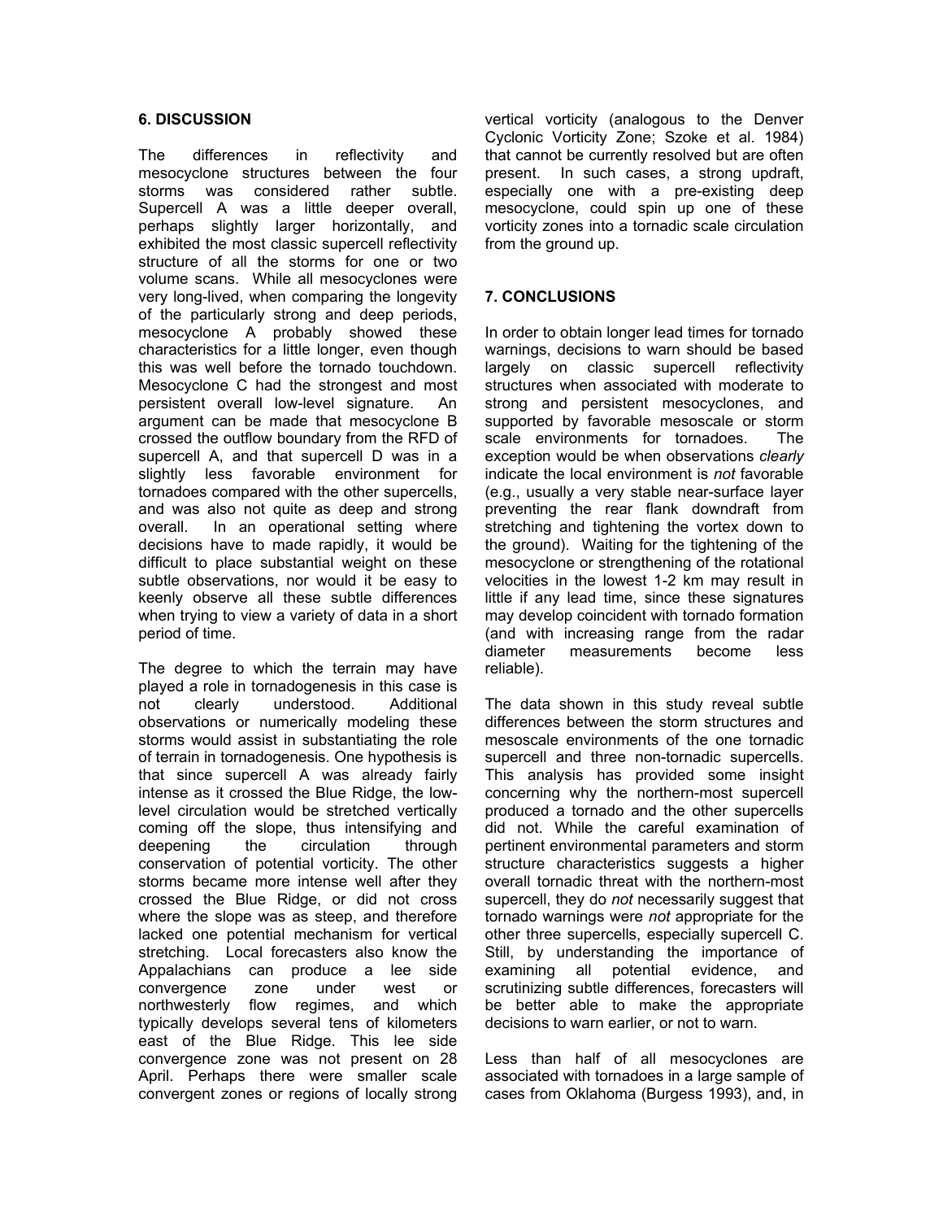## 6. DISCUSSION

The differences in reflectivity and mesocyclone structures between the four storms was considered rather subtle. Supercell A was a little deeper overall, perhaps slightly larger horizontally, and exhibited the most classic supercell reflectivity structure of all the storms for one or two volume scans. While all mesocyclones were very long-lived, when comparing the longevity of the particularly strong and deep periods, mesocyclone A probably showed these characteristics for a little longer, even though this was well before the tornado touchdown. Mesocyclone C had the strongest and most persistent overall low-level signature. An argument can be made that mesocyclone B crossed the outflow boundary from the RFD of supercell A, and that supercell D was in a slightly less favorable environment for tornadoes compared with the other supercells, and was also not quite as deep and strong overall. In an operational setting where decisions have to made rapidly, it would be difficult to place substantial weight on these subtle observations, nor would it be easy to keenly observe all these subtle differences when trying to view a variety of data in a short period of time.

The degree to which the terrain may have played a role in tornadogenesis in this case is not clearly understood. Additional observations or numerically modeling these storms would assist in substantiating the role of terrain in tornadogenesis. One hypothesis is that since supercell A was already fairly intense as it crossed the Blue Ridge, the low-level circulation would be stretched vertically coming off the slope, thus intensifying and deepening the circulation through conservation of potential vorticity. The other storms became more intense well after they crossed the Blue Ridge, or did not cross where the slope was as steep, and therefore lacked one potential mechanism for vertical stretching. Local forecasters also know the Appalachians can produce a lee side convergence zone under west or northwesterly flow regimes, and which typically develops several tens of kilometers east of the Blue Ridge. This lee side convergence zone was not present on 28 April. Perhaps there were smaller scale convergent zones or regions of locally strong vertical vorticity (analogous to the Denver Cyclonic Vorticity Zone; Szoke et al. 1984) that cannot be currently resolved but are often present. In such cases, a strong updraft, especially one with a pre-existing deep mesocyclone, could spin up one of these vorticity zones into a tornadic scale circulation from the ground up.

## 7. CONCLUSIONS

In order to obtain longer lead times for tornado warnings, decisions to warn should be based largely on classic supercell reflectivity structures when associated with moderate to strong and persistent mesocyclones, and supported by favorable mesoscale or storm scale environments for tornadoes. The exception would be when observations *clearly* indicate the local environment is *not* favorable (e.g., usually a very stable near-surface layer preventing the rear flank downdraft from stretching and tightening the vortex down to the ground). Waiting for the tightening of the mesocyclone or strengthening of the rotational velocities in the lowest 1-2 km may result in little if any lead time, since these signatures may develop coincident with tornado formation (and with increasing range from the radar diameter measurements become less reliable).

The data shown in this study reveal subtle differences between the storm structures and mesoscale environments of the one tornadic supercell and three non-tornadic supercells. This analysis has provided some insight concerning why the northern-most supercell produced a tornado and the other supercells did not. While the careful examination of pertinent environmental parameters and storm structure characteristics suggests a higher overall tornadic threat with the northern-most supercell, they do *not* necessarily suggest that tornado warnings were *not* appropriate for the other three supercells, especially supercell C. Still, by understanding the importance of examining all potential evidence, and scrutinizing subtle differences, forecasters will be better able to make the appropriate decisions to warn earlier, or not to warn.

Less than half of all mesocyclones are associated with tornadoes in a large sample of cases from Oklahoma (Burgess 1993), and, in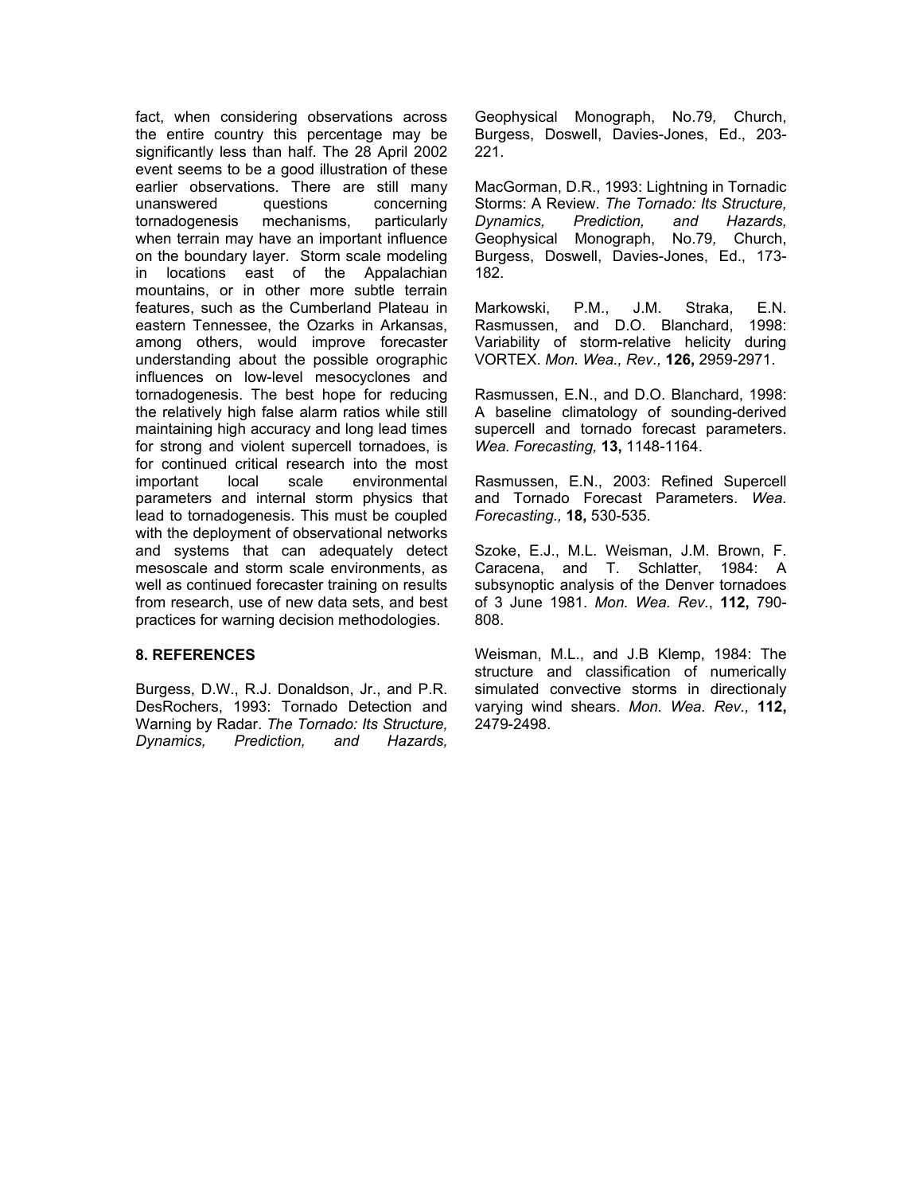fact, when considering observations across the entire country this percentage may be significantly less than half. The 28 April 2002 event seems to be a good illustration of these earlier observations. There are still many unanswered questions concerning tornadogenesis mechanisms, particularly when terrain may have an important influence on the boundary layer. Storm scale modeling in locations east of the Appalachian mountains, or in other more subtle terrain features, such as the Cumberland Plateau in eastern Tennessee, the Ozarks in Arkansas, among others, would improve forecaster understanding about the possible orographic influences on low-level mesocyclones and tornadogenesis. The best hope for reducing the relatively high false alarm ratios while still maintaining high accuracy and long lead times for strong and violent supercell tornadoes, is for continued critical research into the most important local scale environmental parameters and internal storm physics that lead to tornadogenesis. This must be coupled with the deployment of observational networks and systems that can adequately detect mesoscale and storm scale environments, as well as continued forecaster training on results from research, use of new data sets, and best practices for warning decision methodologies.

## 8. REFERENCES

Burgess, D.W., R.J. Donaldson, Jr., and P.R. DesRochers, 1993: Tornado Detection and Warning by Radar. *The Tornado: Its Structure, Dynamics, Prediction, and Hazards,* Geophysical Monograph, No.79*,* Church, Burgess, Doswell, Davies-Jones, Ed., 203-221.

MacGorman, D.R., 1993: Lightning in Tornadic Storms: A Review. *The Tornado: Its Structure, Dynamics, Prediction, and Hazards,* Geophysical Monograph, No.79*,* Church, Burgess, Doswell, Davies-Jones, Ed., 173-182.

Markowski, P.M., J.M. Straka, E.N. Rasmussen, and D.O. Blanchard, 1998: Variability of storm-relative helicity during VORTEX. *Mon. Wea., Rev.,* **126,** 2959-2971.

Rasmussen, E.N., and D.O. Blanchard, 1998: A baseline climatology of sounding-derived supercell and tornado forecast parameters. *Wea. Forecasting,* **13,** 1148-1164.

Rasmussen, E.N., 2003: Refined Supercell and Tornado Forecast Parameters. *Wea. Forecasting.,* **18,** 530-535.

Szoke, E.J., M.L. Weisman, J.M. Brown, F. Caracena, and T. Schlatter, 1984: A subsynoptic analysis of the Denver tornadoes of 3 June 1981. *Mon. Wea. Rev.*, **112,** 790-808.

Weisman, M.L., and J.B Klemp, 1984: The structure and classification of numerically simulated convective storms in directionaly varying wind shears. *Mon. Wea. Rev.,* **112,** 2479-2498.